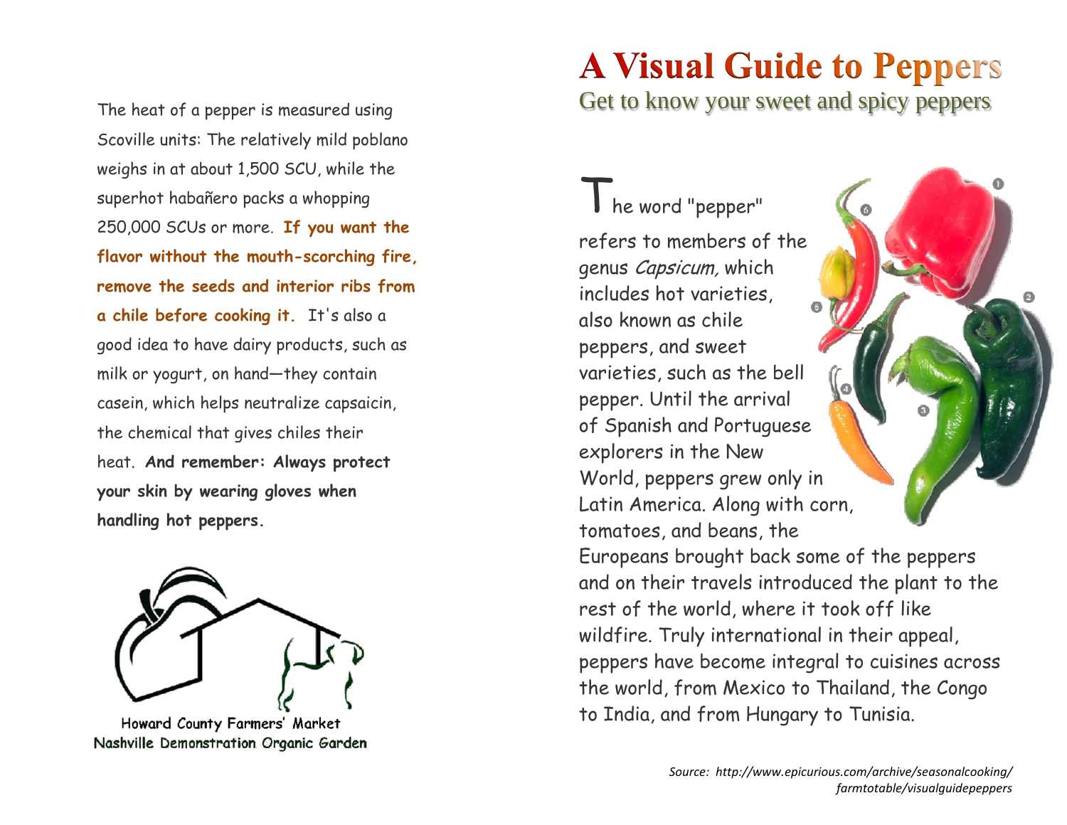The heat of a pepper is measured using Scoville units: The relatively mild poblano weighs in at about 1,500 SCU, while the superhot habañero packs a whopping 250,000 SCUs or more. **If you want the flavor without the mouth-scorching fire, remove the seeds and interior ribs from a chile before cooking it.** It's also a good idea to have dairy products, such as milk or yogurt, on hand—they contain casein, which helps neutralize capsaicin, the chemical that gives chiles their heat. **And remember: Always protect your skin by wearing gloves when handling hot peppers.**

Howard County Farmers' Market
Nashville Demonstration Organic Garden

# A Visual Guide to Peppers

## Get to know your sweet and spicy peppers

The word "pepper" refers to members of the genus *Capsicum,* which includes hot varieties, also known as chile peppers, and sweet varieties, such as the bell pepper. Until the arrival of Spanish and Portuguese explorers in the New World, peppers grew only in Latin America. Along with corn, tomatoes, and beans, the Europeans brought back some of the peppers and on their travels introduced the plant to the rest of the world, where it took off like wildfire. Truly international in their appeal, peppers have become integral to cuisines across the world, from Mexico to Thailand, the Congo to India, and from Hungary to Tunisia.

*Source: http://www.epicurious.com/archive/seasonalcooking/farmtotable/visualguidepeppers*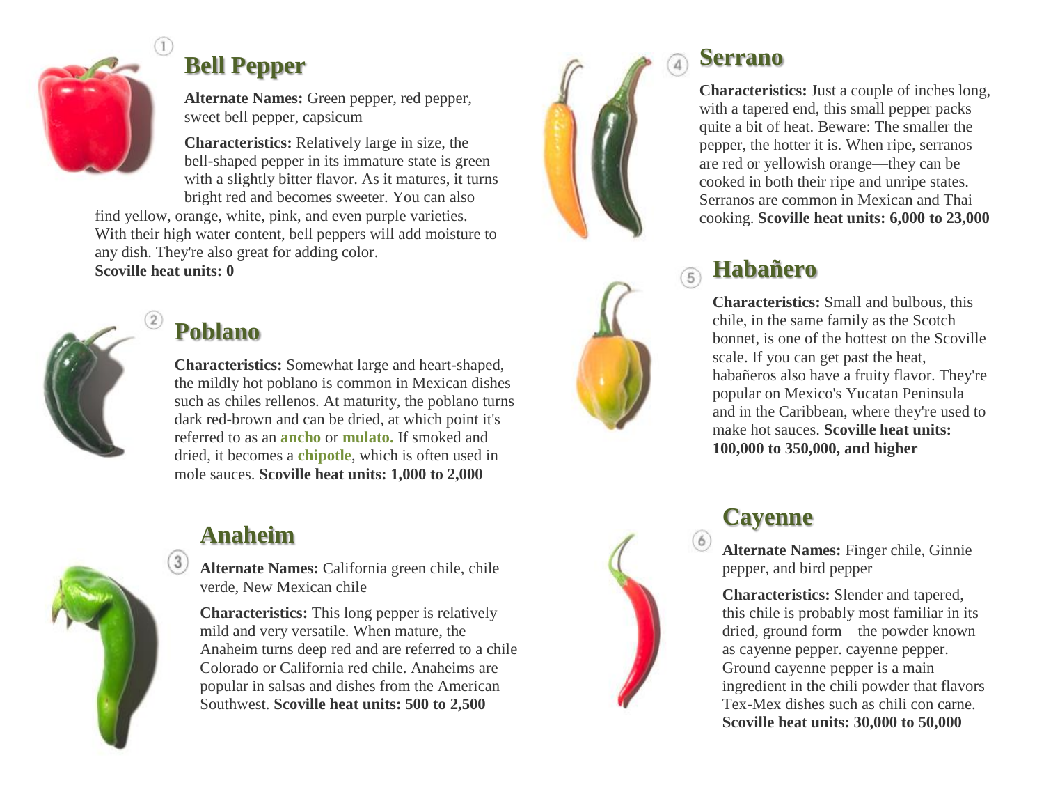## Bell Pepper

**Alternate Names:** Green pepper, red pepper, sweet bell pepper, capsicum

**Characteristics:** Relatively large in size, the bell-shaped pepper in its immature state is green with a slightly bitter flavor. As it matures, it turns bright red and becomes sweeter. You can also find yellow, orange, white, pink, and even purple varieties. With their high water content, bell peppers will add moisture to any dish. They're also great for adding color.
**Scoville heat units: 0**

## Poblano

**Characteristics:** Somewhat large and heart-shaped, the mildly hot poblano is common in Mexican dishes such as chiles rellenos. At maturity, the poblano turns dark red-brown and can be dried, at which point it's referred to as an **ancho** or **mulato.** If smoked and dried, it becomes a **chipotle**, which is often used in mole sauces. **Scoville heat units: 1,000 to 2,000**

## Anaheim

**Alternate Names:** California green chile, chile verde, New Mexican chile

**Characteristics:** This long pepper is relatively mild and very versatile. When mature, the Anaheim turns deep red and are referred to a chile Colorado or California red chile. Anaheims are popular in salsas and dishes from the American Southwest. **Scoville heat units: 500 to 2,500**

## Serrano

**Characteristics:** Just a couple of inches long, with a tapered end, this small pepper packs quite a bit of heat. Beware: The smaller the pepper, the hotter it is. When ripe, serranos are red or yellowish orange—they can be cooked in both their ripe and unripe states. Serranos are common in Mexican and Thai cooking. **Scoville heat units: 6,000 to 23,000**

## Habañero

**Characteristics:** Small and bulbous, this chile, in the same family as the Scotch bonnet, is one of the hottest on the Scoville scale. If you can get past the heat, habañeros also have a fruity flavor. They're popular on Mexico's Yucatan Peninsula and in the Caribbean, where they're used to make hot sauces. **Scoville heat units: 100,000 to 350,000, and higher**

## Cayenne

**Alternate Names:** Finger chile, Ginnie pepper, and bird pepper

**Characteristics:** Slender and tapered, this chile is probably most familiar in its dried, ground form—the powder known as cayenne pepper. cayenne pepper. Ground cayenne pepper is a main ingredient in the chili powder that flavors Tex-Mex dishes such as chili con carne. **Scoville heat units: 30,000 to 50,000**